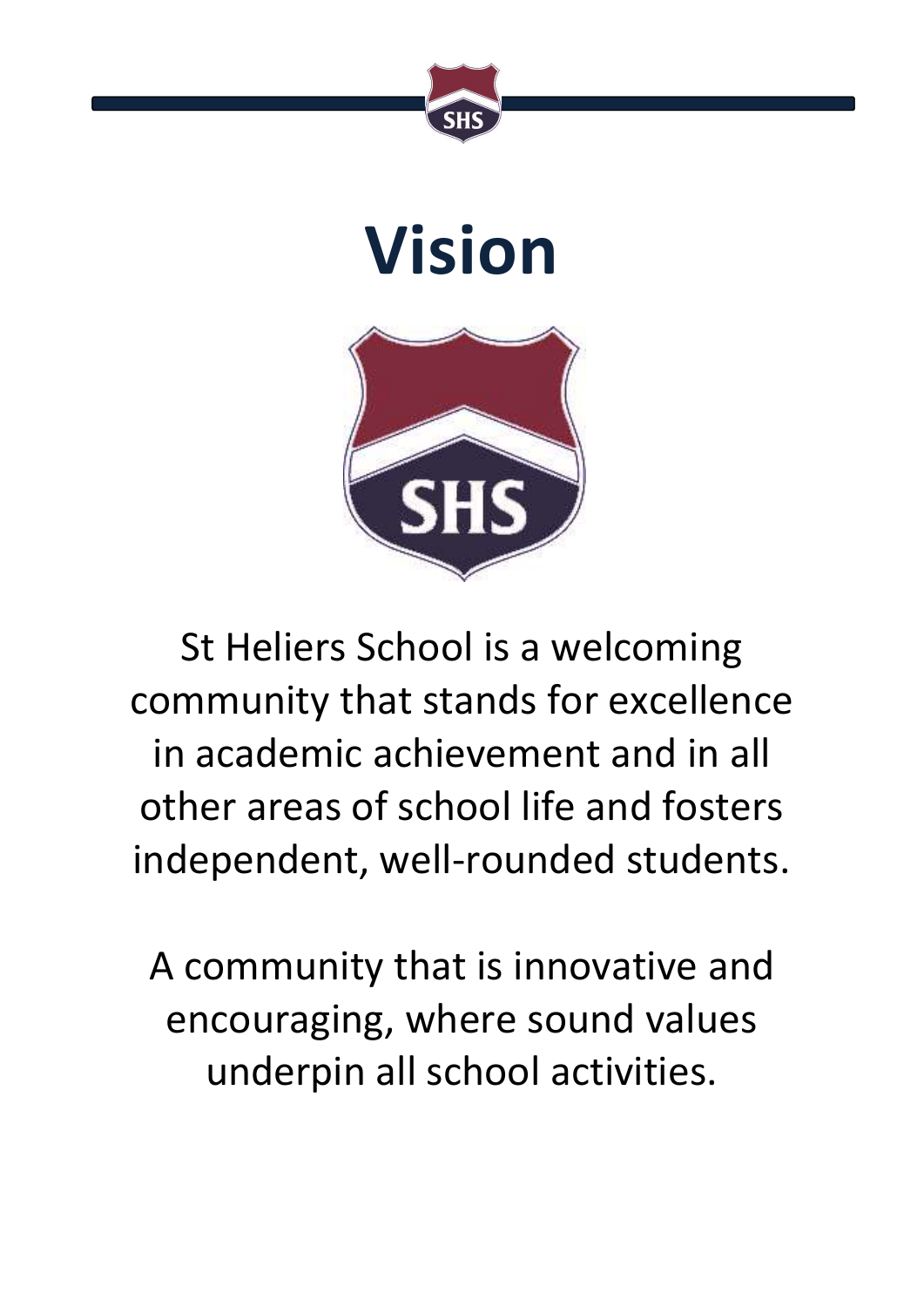# Vision

St Heliers School is a welcoming community that stands for excellence in academic achievement and in all other areas of school life and fosters independent, well-rounded students.

A community that is innovative and encouraging, where sound values underpin all school activities.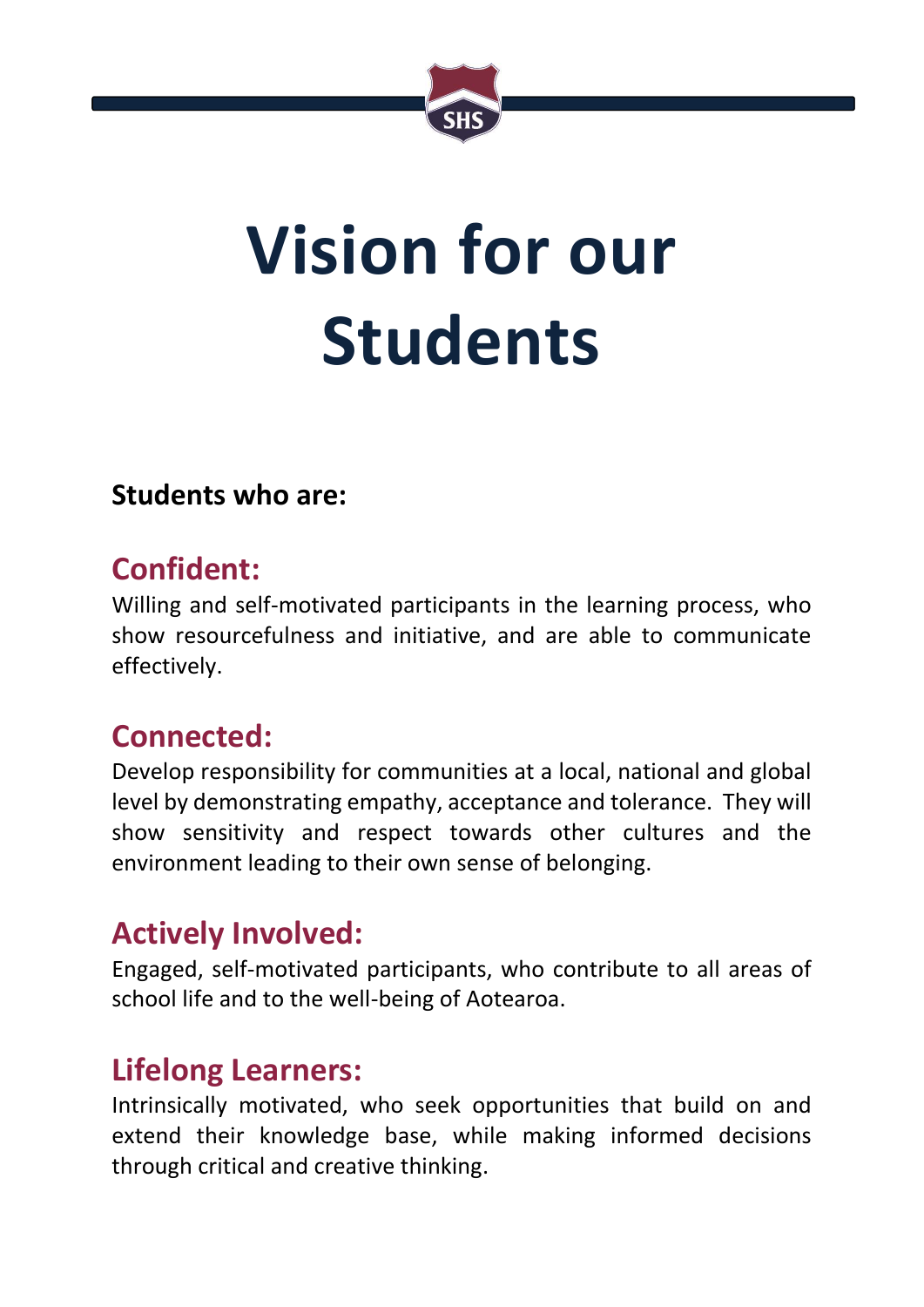# Vision for our Students

**Students who are:**

## Confident:

Willing and self-motivated participants in the learning process, who show resourcefulness and initiative, and are able to communicate effectively.

## Connected:

Develop responsibility for communities at a local, national and global level by demonstrating empathy, acceptance and tolerance. They will show sensitivity and respect towards other cultures and the environment leading to their own sense of belonging.

## Actively Involved:

Engaged, self-motivated participants, who contribute to all areas of school life and to the well-being of Aotearoa.

## Lifelong Learners:

Intrinsically motivated, who seek opportunities that build on and extend their knowledge base, while making informed decisions through critical and creative thinking.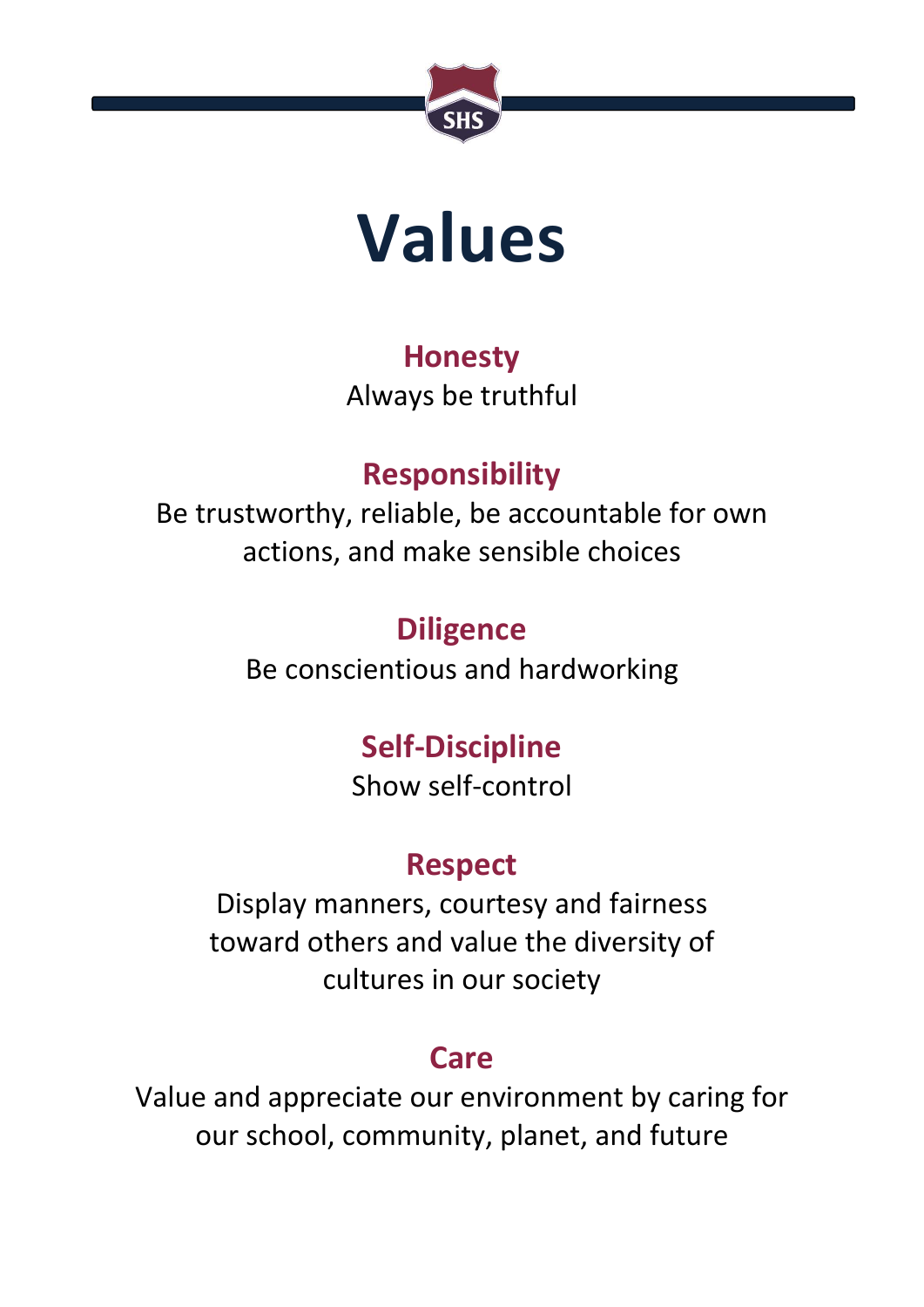# Values

## Honesty

Always be truthful

## Responsibility

Be trustworthy, reliable, be accountable for own actions, and make sensible choices

## Diligence

Be conscientious and hardworking

## Self-Discipline

Show self-control

## Respect

Display manners, courtesy and fairness toward others and value the diversity of cultures in our society

## Care

Value and appreciate our environment by caring for our school, community, planet, and future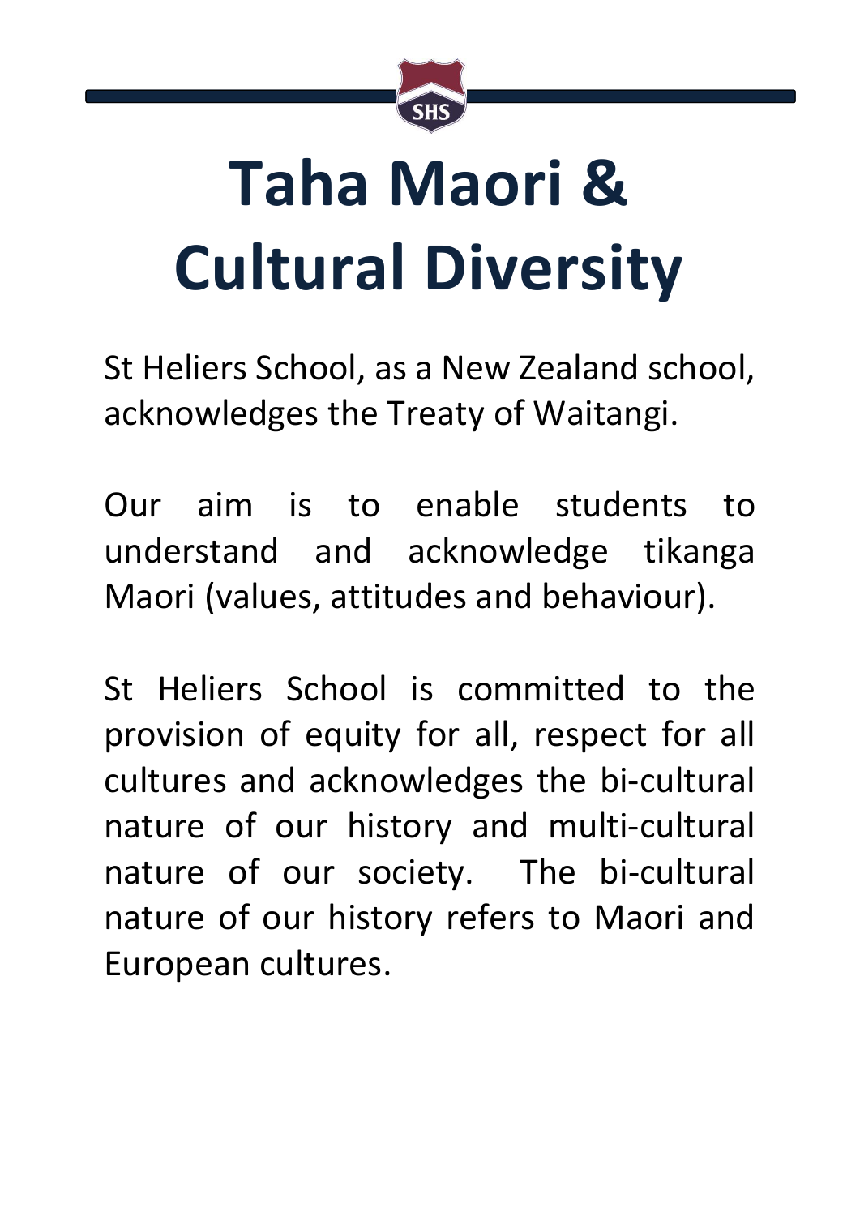# Taha Maori & Cultural Diversity

St Heliers School, as a New Zealand school, acknowledges the Treaty of Waitangi.

Our aim is to enable students to understand and acknowledge tikanga Maori (values, attitudes and behaviour).

St Heliers School is committed to the provision of equity for all, respect for all cultures and acknowledges the bi-cultural nature of our history and multi-cultural nature of our society. The bi-cultural nature of our history refers to Maori and European cultures.